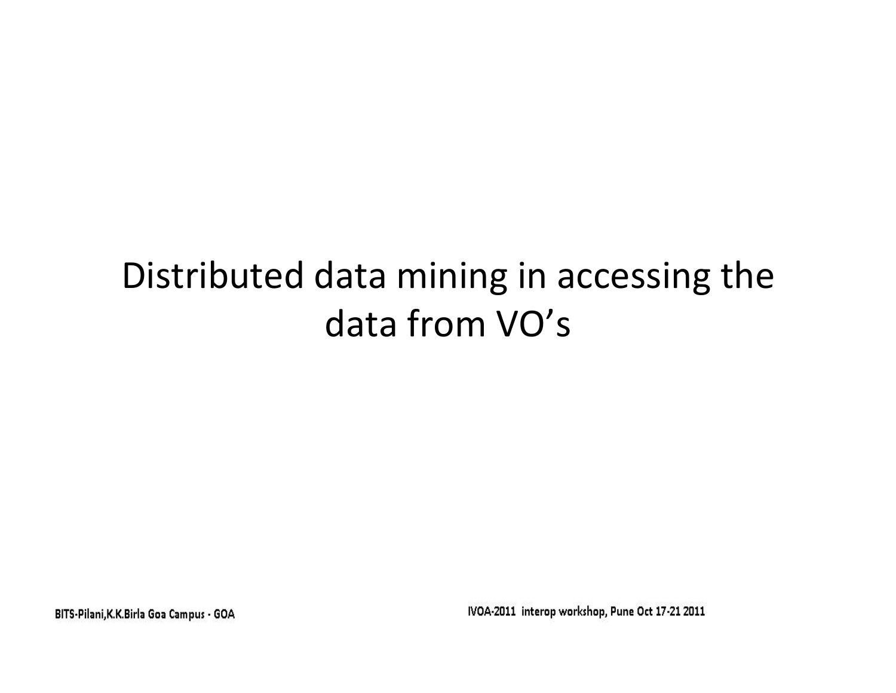# Distributed data mining in accessing the data from VO's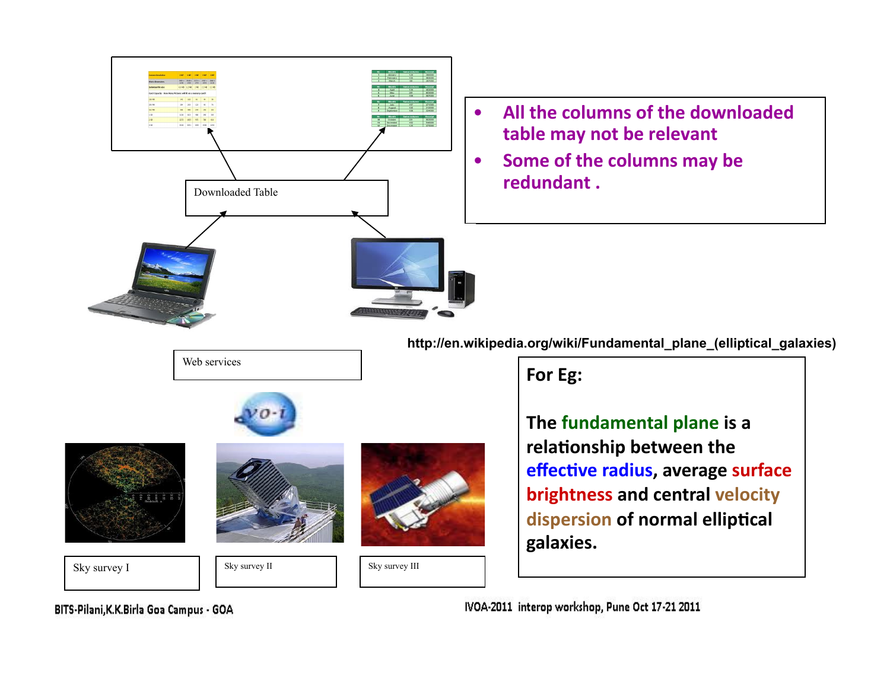Downloaded Table

- All the columns of the downloaded table may not be relevant
- Some of the columns may be redundant .

Web services

Sky survey I

Sky survey II

Sky survey III

http://en.wikipedia.org/wiki/Fundamental_plane_(elliptical_galaxies)

**For Eg:**

**The fundamental plane is a relationship between the effective radius, average surface brightness and central velocity dispersion of normal elliptical galaxies.**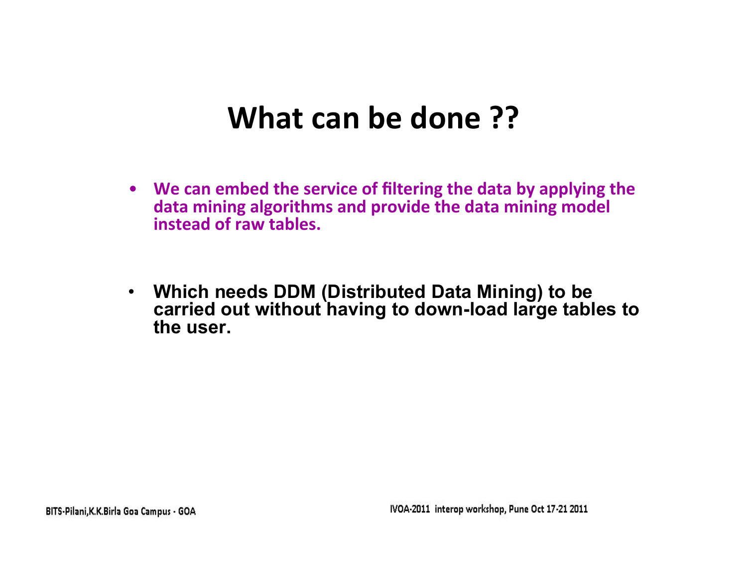# What can be done ??

- **We can embed the service of filtering the data by applying the data mining algorithms and provide the data mining model instead of raw tables.**

- **Which needs DDM (Distributed Data Mining) to be carried out without having to down-load large tables to the user.**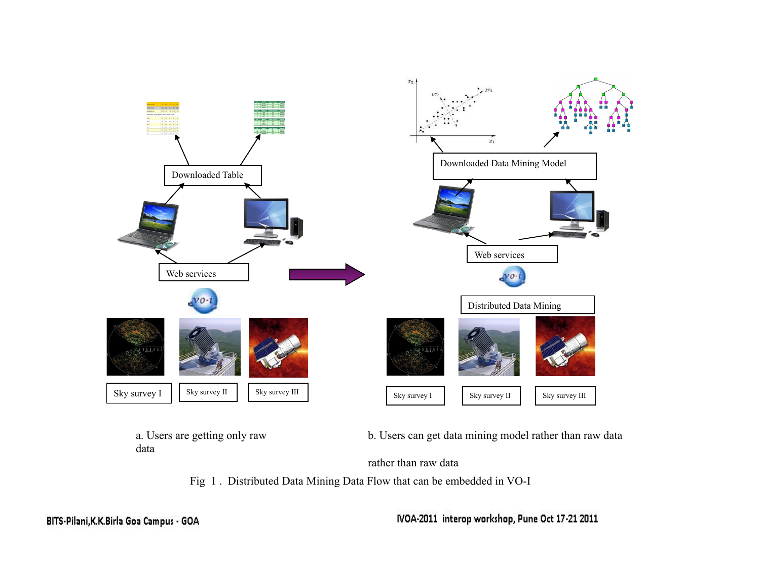Downloaded Table

Web services

Sky survey I

Sky survey II

Sky survey III

Downloaded Data Mining Model

Web services

Distributed Data Mining

Sky survey I

Sky survey II

Sky survey III

a. Users are getting only raw data

b. Users can get data mining model rather than raw data

rather than raw data

Fig 1 . Distributed Data Mining Data Flow that can be embedded in VO-I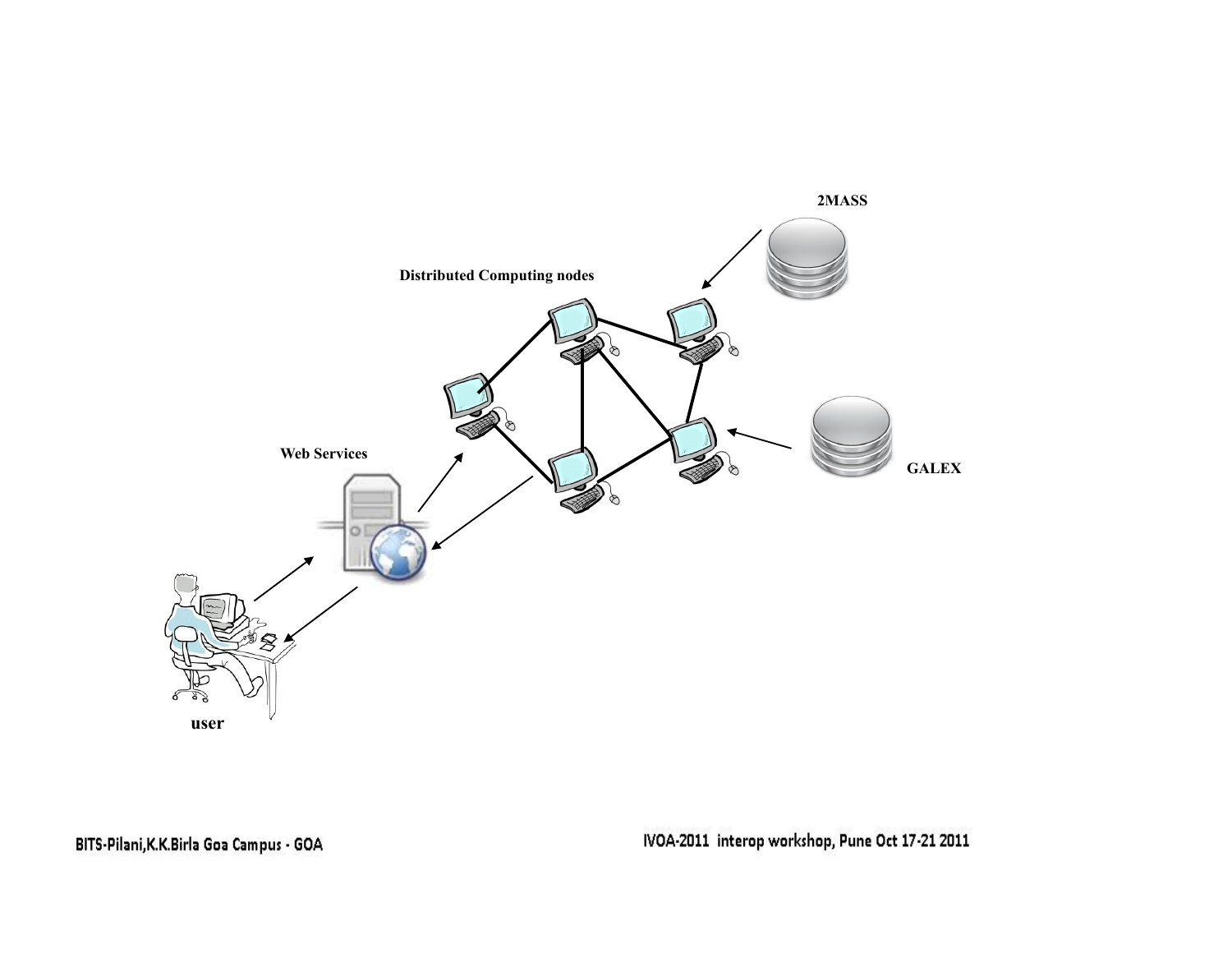2MASS

Distributed Computing nodes

Web Services

GALEX

user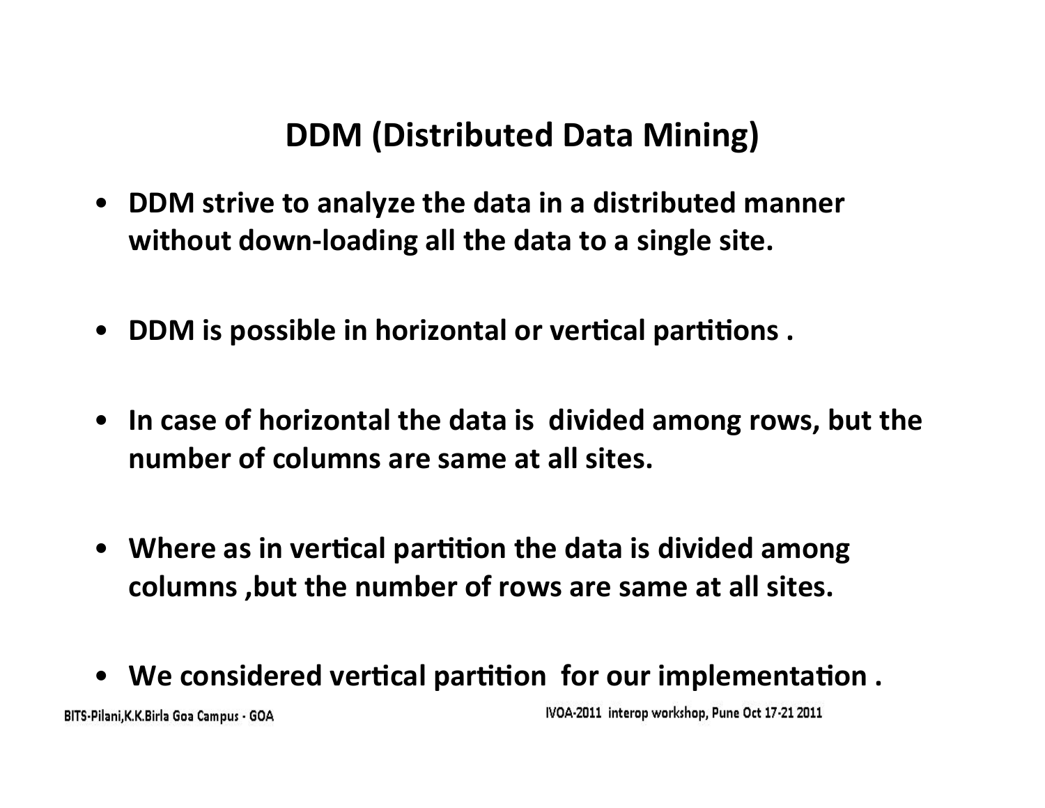# DDM (Distributed Data Mining)

- DDM strive to analyze the data in a distributed manner without down-loading all the data to a single site.
- DDM is possible in horizontal or vertical partitions .
- In case of horizontal the data is divided among rows, but the number of columns are same at all sites.
- Where as in vertical partition the data is divided among columns ,but the number of rows are same at all sites.
- We considered vertical partition for our implementation .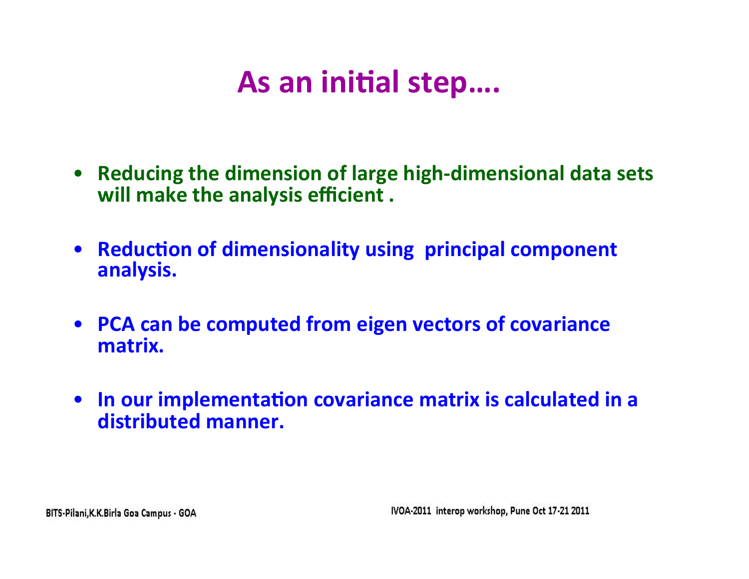# As an initial step….

- Reducing the dimension of large high-dimensional data sets will make the analysis efficient .
- Reduction of dimensionality using principal component analysis.
- PCA can be computed from eigen vectors of covariance matrix.
- In our implementation covariance matrix is calculated in a distributed manner.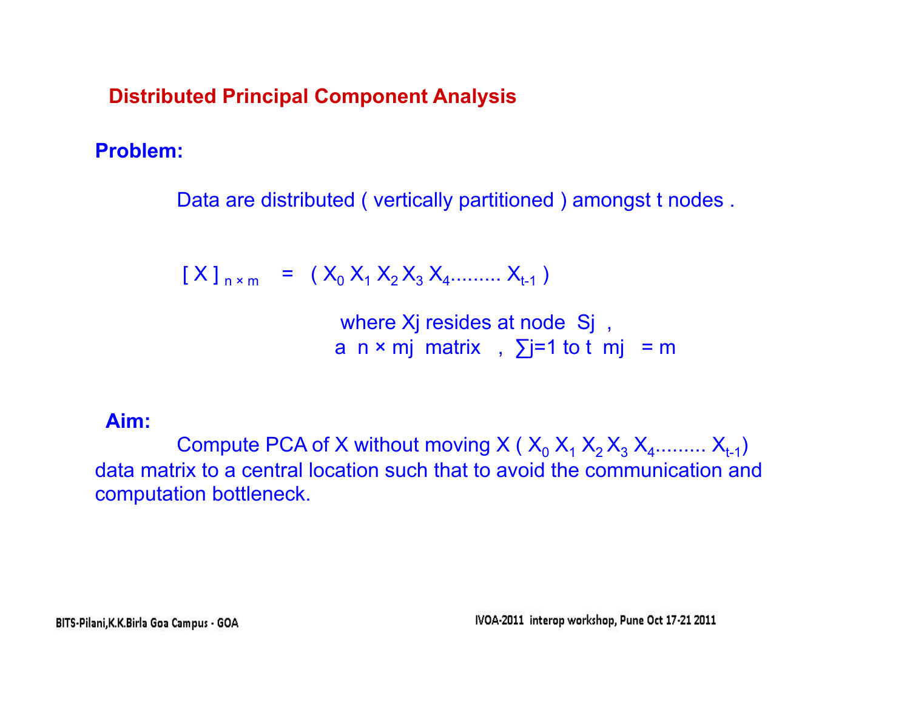## Distributed Principal Component Analysis

**Problem:**

Data are distributed ( vertically partitioned ) amongst t nodes .

$$[X]_{n \times m} = (X_0\ X_1\ X_2\ X_3\ X_4 \ldots\ldots\ldots X_{t-1})$$

where $X_j$ resides at node $S_j$ ,
a $n \times m_j$ matrix , $\sum_{j=1 \text{ to } t} m_j = m$

**Aim:**

Compute PCA of X without moving X ( $X_0\ X_1\ X_2\ X_3\ X_4 \ldots\ldots\ldots X_{t-1}$) data matrix to a central location such that to avoid the communication and computation bottleneck.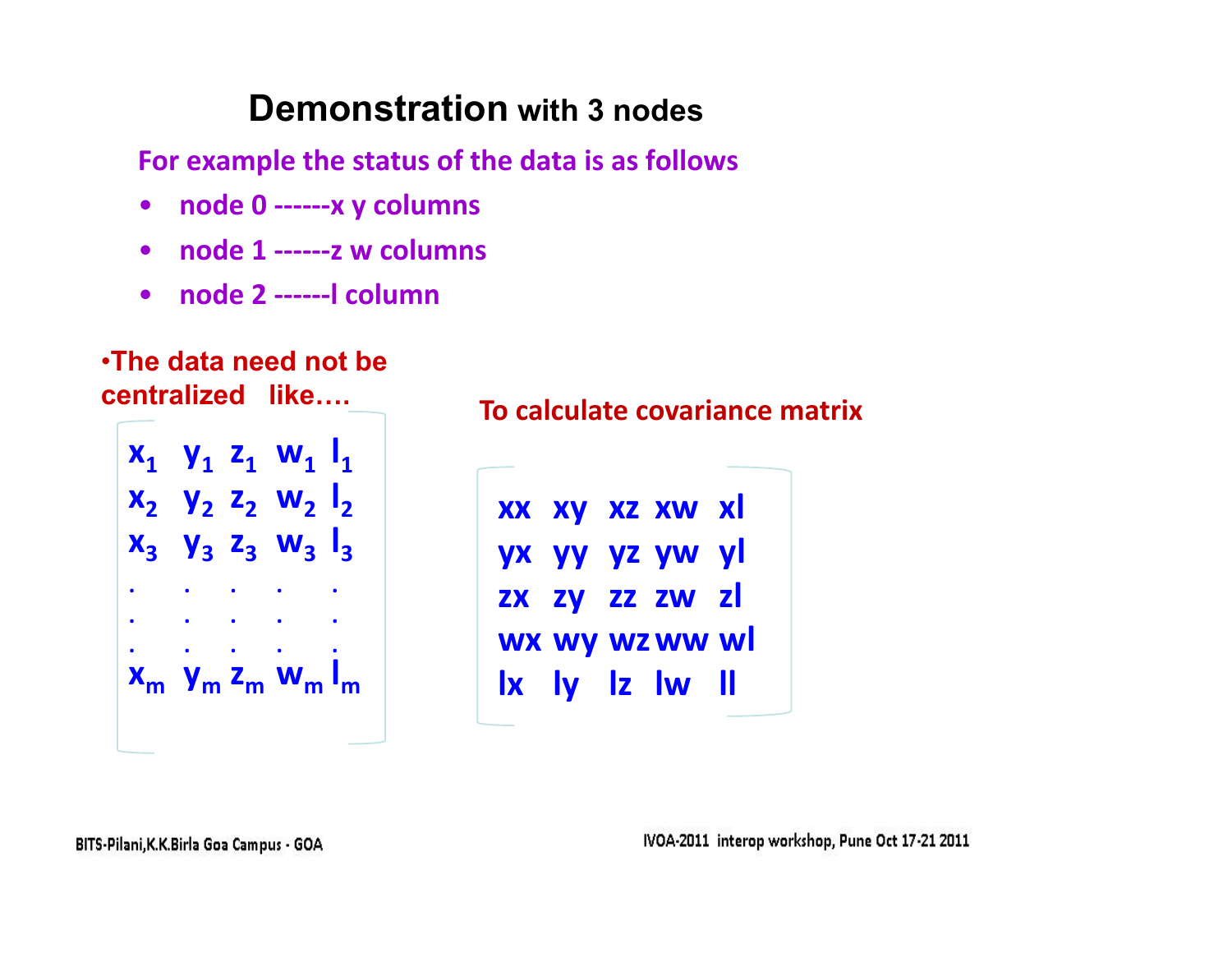# Demonstration with 3 nodes

For example the status of the data is as follows

- node 0 ------x y columns
- node 1 ------z w columns
- node 2 ------l column

•The data need not be centralized like….

$$
\begin{bmatrix}
x_1 & y_1 & z_1 & w_1 & l_1 \\
x_2 & y_2 & z_2 & w_2 & l_2 \\
x_3 & y_3 & z_3 & w_3 & l_3 \\
. & . & . & . & . \\
. & . & . & . & . \\
. & . & . & . & . \\
x_m & y_m & z_m & w_m & l_m
\end{bmatrix}
$$

To calculate covariance matrix

$$
\begin{bmatrix}
xx & xy & xz & xw & xl \\
yx & yy & yz & yw & yl \\
zx & zy & zz & zw & zl \\
wx & wy & wz & ww & wl \\
lx & ly & lz & lw & ll
\end{bmatrix}
$$

BITS-Pilani,K.K.Birla Goa Campus - GOA

IVOA-2011 interop workshop, Pune Oct 17-21 2011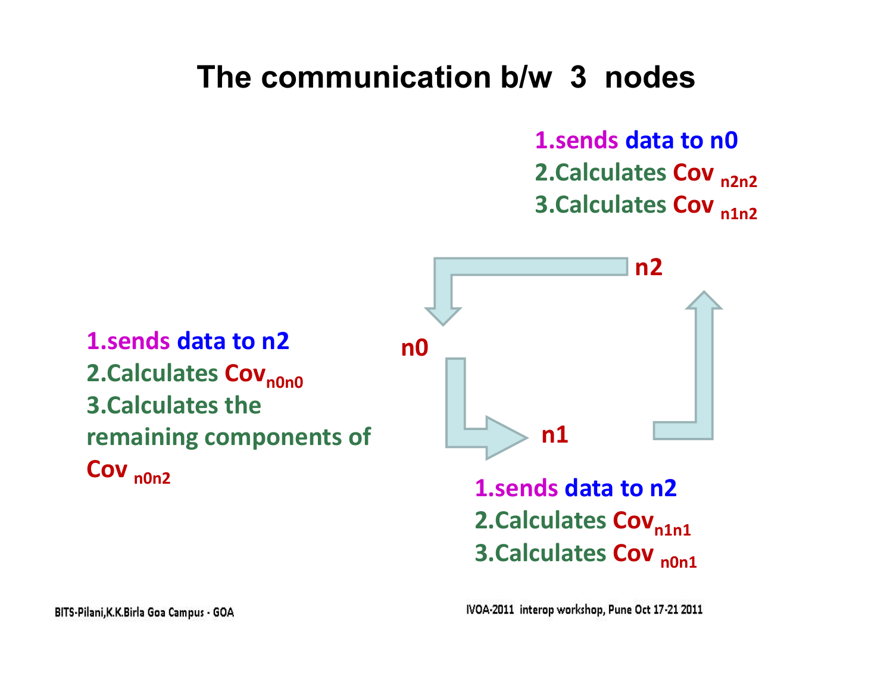# The communication b/w 3 nodes

**n2**

1. sends data to n0
2. Calculates Cov $_{n2n2}$
3. Calculates Cov $_{n1n2}$

**n0**

1. sends data to n2
2. Calculates Cov$_{n0n0}$
3. Calculates the remaining components of Cov $_{n0n2}$

**n1**

1. sends data to n2
2. Calculates Cov$_{n1n1}$
3. Calculates Cov $_{n0n1}$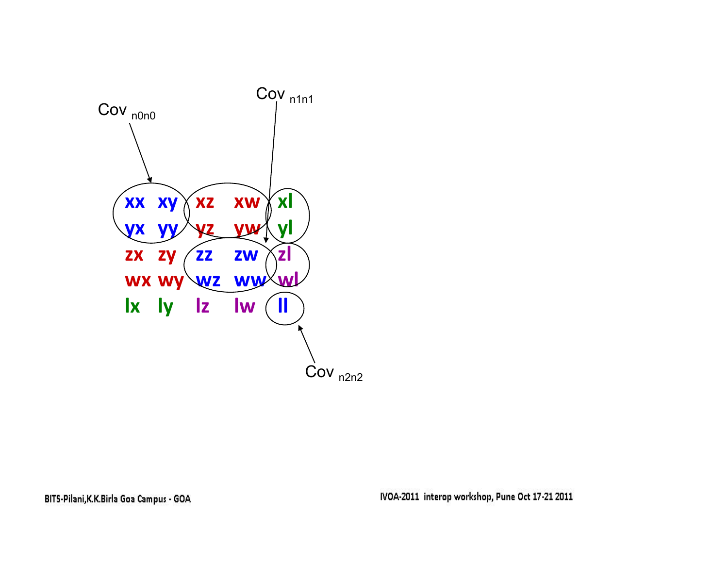$Cov_{n0n0}$

$Cov_{n1n1}$

| | | | | |
|---|---|---|---|---|
| xx | xy | xz | xw | xl |
| yx | yy | yz | yw | yl |
| zx | zy | zz | zw | zl |
| wx | wy | wz | ww | wl |
| lx | ly | lz | lw | ll |

$Cov_{n2n2}$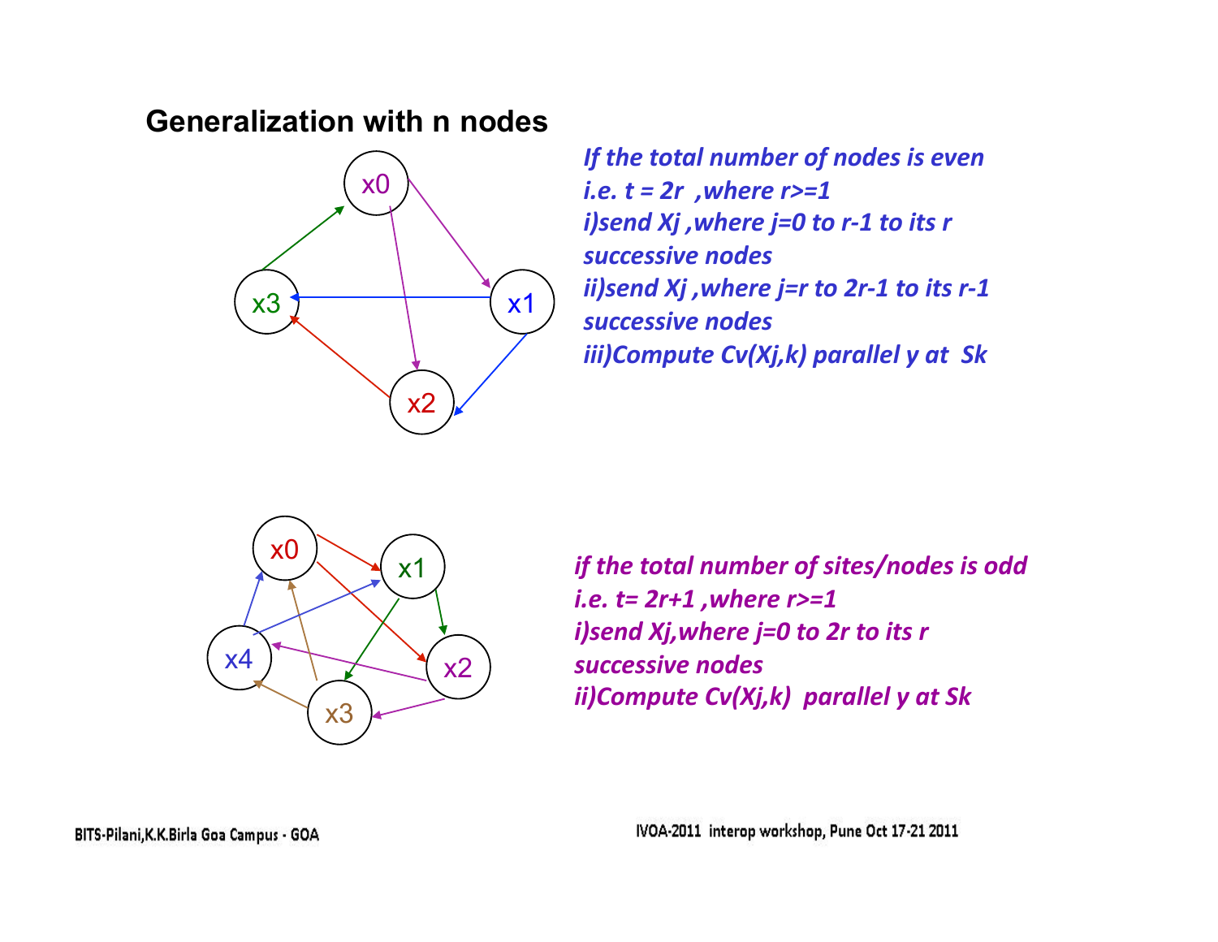## Generalization with n nodes

*If the total number of nodes is even*
*i.e. t = 2r ,where r>=1*
*i)send Xj ,where j=0 to r-1 to its r successive nodes*
*ii)send Xj ,where j=r to 2r-1 to its r-1 successive nodes*
*iii)Compute Cv(Xj,k) parallel y at Sk*

*if the total number of sites/nodes is odd*
*i.e. t= 2r+1 ,where r>=1*
*i)send Xj,where j=0 to 2r to its r successive nodes*
*ii)Compute Cv(Xj,k) parallel y at Sk*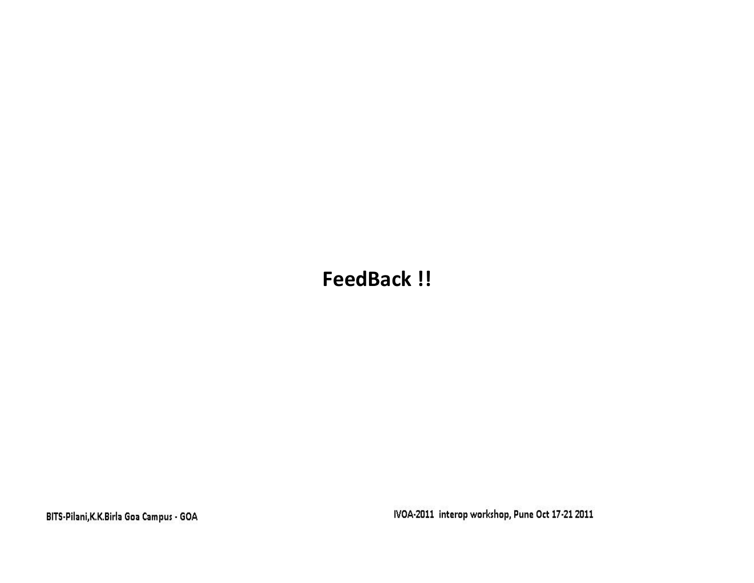**FeedBack !!**